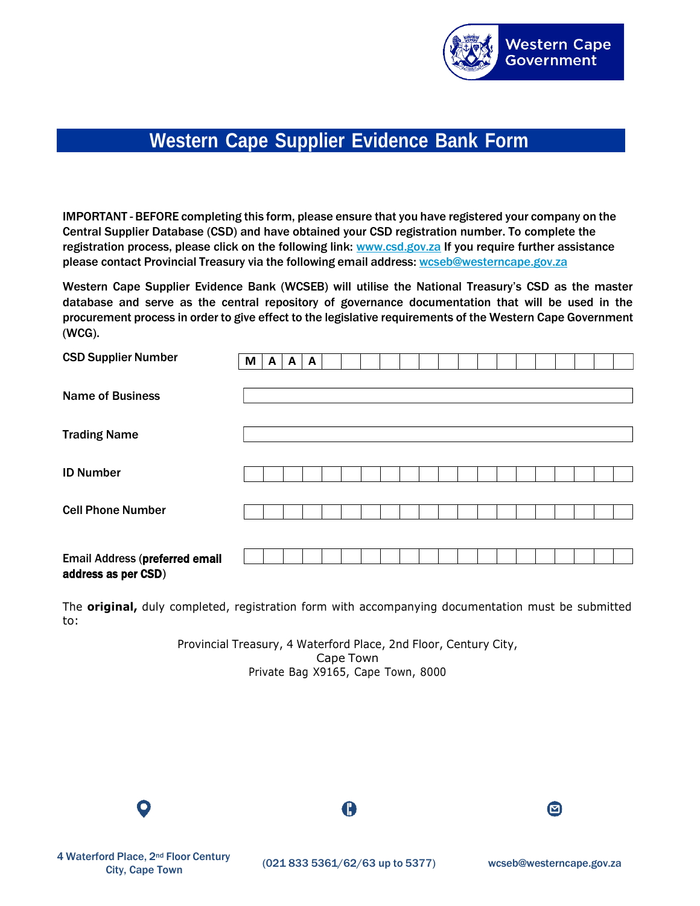Western Cape Government

# Western Cape Supplier Evidence Bank Form

IMPORTANT - BEFORE completing this form, please ensure that you have registered your company on the Central Supplier Database (CSD) and have obtained your CSD registration number. To complete the registration process, please click on the following link: www.csd.gov.za If you require further assistance please contact Provincial Treasury via the following email address: wcseb@westerncape.gov.za

Western Cape Supplier Evidence Bank (WCSEB) will utilise the National Treasury's CSD as the master database and serve as the central repository of governance documentation that will be used in the procurement process in order to give effect to the legislative requirements of the Western Cape Government (WCG).

| | |
|---|---|
| CSD Supplier Number | M A A A |
| Name of Business | |
| Trading Name | |
| ID Number | |
| Cell Phone Number | |
| Email Address (**preferred email address as per CSD**) | |

The **original,** duly completed, registration form with accompanying documentation must be submitted to:

Provincial Treasury, 4 Waterford Place, 2nd Floor, Century City,
Cape Town
Private Bag X9165, Cape Town, 8000

4 Waterford Place, 2nd Floor Century City, Cape Town

(021 833 5361/62/63 up to 5377)

wcseb@westerncape.gov.za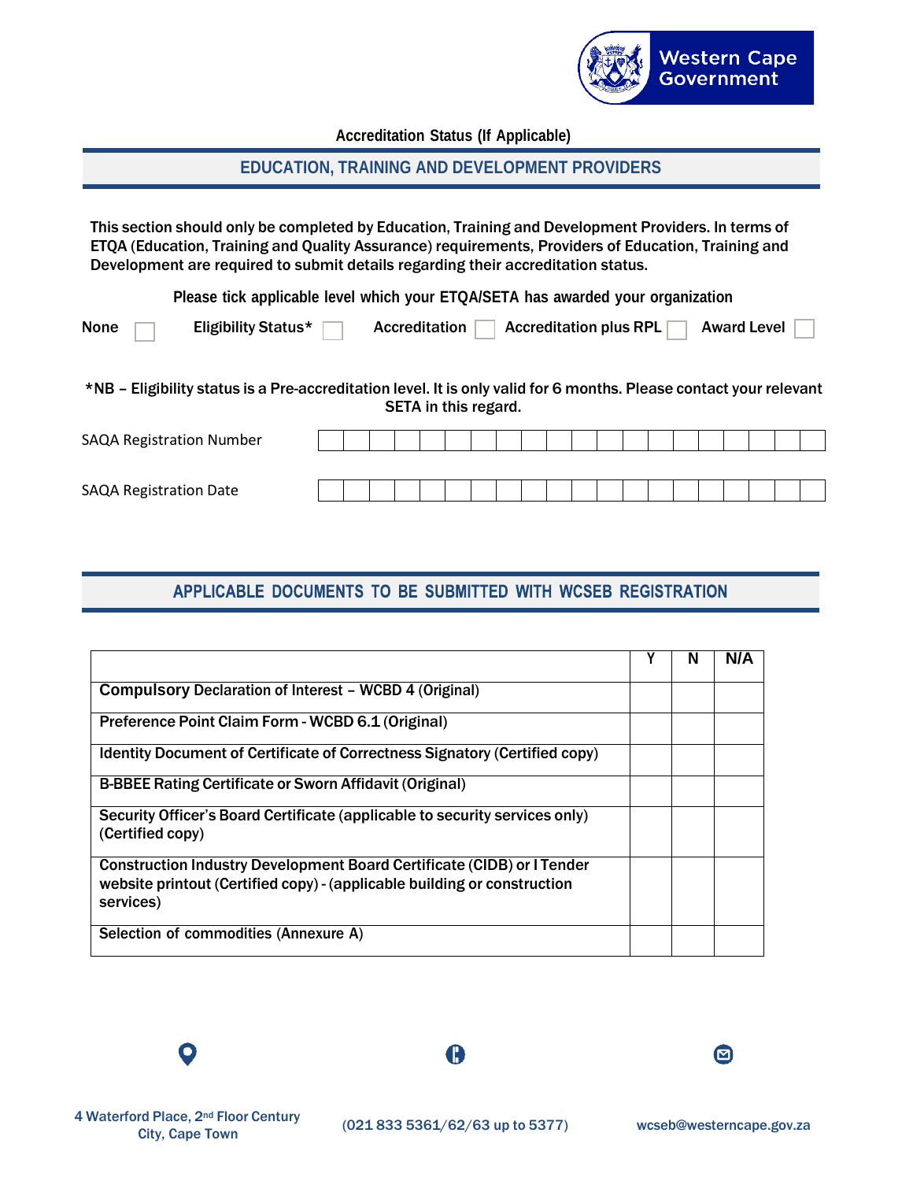Accreditation Status (If Applicable)

## EDUCATION, TRAINING AND DEVELOPMENT PROVIDERS

**This section should only be completed by Education, Training and Development Providers. In terms of ETQA (Education, Training and Quality Assurance) requirements, Providers of Education, Training and Development are required to submit details regarding their accreditation status.**

**Please tick applicable level which your ETQA/SETA has awarded your organization**

None ☐ Eligibility Status* ☐ Accreditation ☐ Accreditation plus RPL ☐ Award Level ☐

**\*NB – Eligibility status is a Pre-accreditation level. It is only valid for 6 months. Please contact your relevant SETA in this regard.**

SAQA Registration Number | | | | | | | | | | | | | | | | | | | | |

SAQA Registration Date | | | | | | | | | | | | | | | | | | | | |

## APPLICABLE DOCUMENTS TO BE SUBMITTED WITH WCSEB REGISTRATION

| | Y | N | N/A |
|---|---|---|---|
| **Compulsory** Declaration of Interest – WCBD 4 (Original) | | | |
| Preference Point Claim Form - WCBD 6.1 (Original) | | | |
| Identity Document of Certificate of Correctness Signatory (Certified copy) | | | |
| B-BBEE Rating Certificate or Sworn Affidavit (Original) | | | |
| Security Officer's Board Certificate (applicable to security services only) (Certified copy) | | | |
| Construction Industry Development Board Certificate (CIDB) or I Tender website printout (Certified copy) - (applicable building or construction services) | | | |
| Selection of commodities (Annexure A) | | | |

4 Waterford Place, 2nd Floor Century City, Cape Town

(021 833 5361/62/63 up to 5377)

wcseb@westerncape.gov.za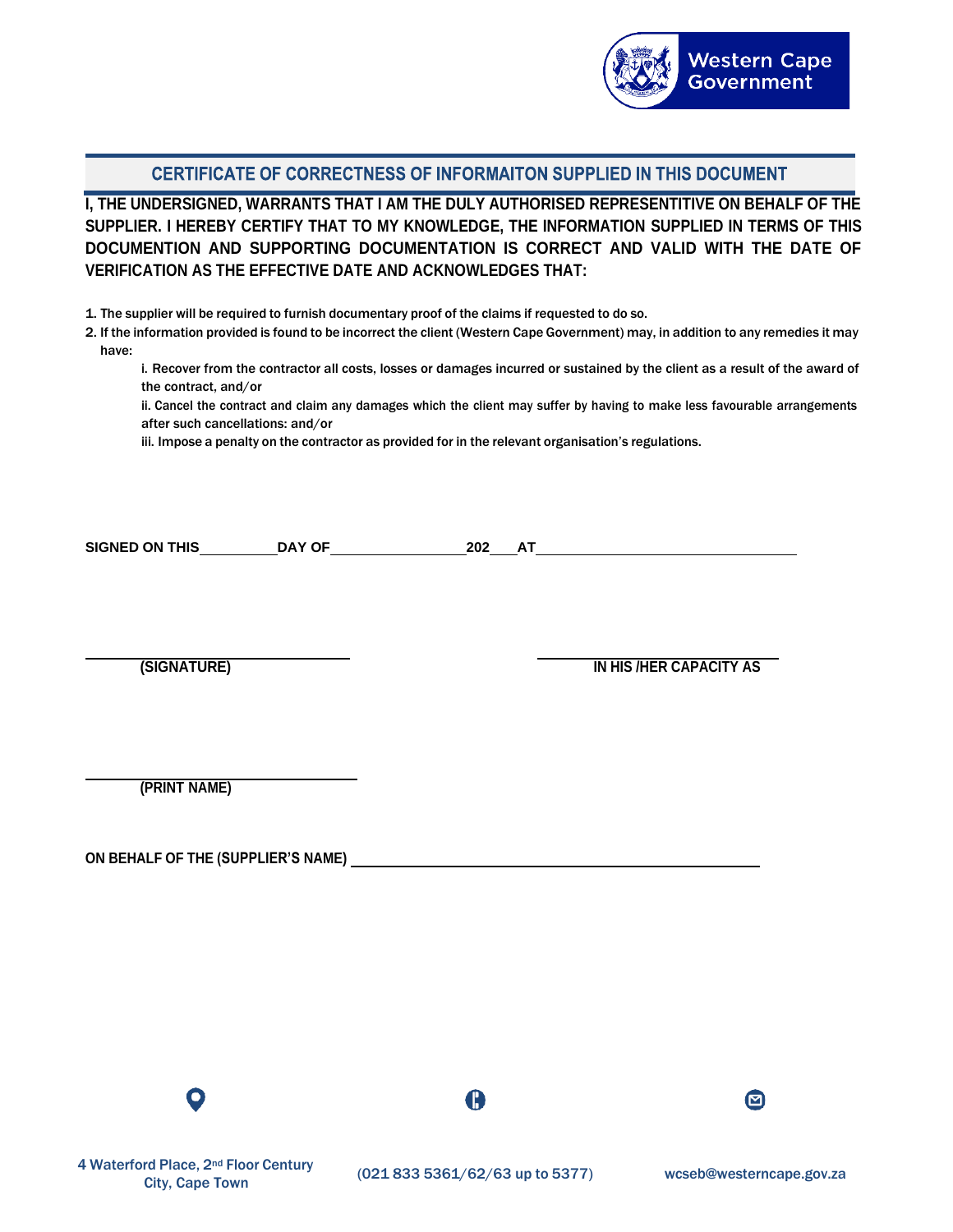# CERTIFICATE OF CORRECTNESS OF INFORMAITON SUPPLIED IN THIS DOCUMENT

**I, THE UNDERSIGNED, WARRANTS THAT I AM THE DULY AUTHORISED REPRESENTITIVE ON BEHALF OF THE SUPPLIER. I HEREBY CERTIFY THAT TO MY KNOWLEDGE, THE INFORMATION SUPPLIED IN TERMS OF THIS DOCUMENTION AND SUPPORTING DOCUMENTATION IS CORRECT AND VALID WITH THE DATE OF VERIFICATION AS THE EFFECTIVE DATE AND ACKNOWLEDGES THAT:**

1. The supplier will be required to furnish documentary proof of the claims if requested to do so.
2. If the information provided is found to be incorrect the client (Western Cape Government) may, in addition to any remedies it may have:

   i. Recover from the contractor all costs, losses or damages incurred or sustained by the client as a result of the award of the contract, and/or

   ii. Cancel the contract and claim any damages which the client may suffer by having to make less favourable arrangements after such cancellations: and/or

   iii. Impose a penalty on the contractor as provided for in the relevant organisation's regulations.

**SIGNED ON THIS\_\_\_\_\_\_\_\_\_\_DAY OF\_\_\_\_\_\_\_\_\_\_\_\_\_\_\_\_\_\_202\_\_\_AT\_\_\_\_\_\_\_\_\_\_\_\_\_\_\_\_\_\_\_\_\_\_\_\_\_\_\_\_\_\_\_\_\_\_**

\_\_\_\_\_\_\_\_\_\_\_\_\_\_\_\_\_\_\_\_\_\_\_\_\_\_\_\_\_\_\_\_\_\_

**(SIGNATURE)**

\_\_\_\_\_\_\_\_\_\_\_\_\_\_\_\_\_\_\_\_\_\_\_\_\_\_\_\_\_\_\_\_\_\_

**IN HIS /HER CAPACITY AS**

\_\_\_\_\_\_\_\_\_\_\_\_\_\_\_\_\_\_\_\_\_\_\_\_\_\_\_\_\_\_\_\_\_\_

**(PRINT NAME)**

**ON BEHALF OF THE (SUPPLIER'S NAME)** \_\_\_\_\_\_\_\_\_\_\_\_\_\_\_\_\_\_\_\_\_\_\_\_\_\_\_\_\_\_\_\_\_\_\_\_\_\_\_\_\_\_\_\_\_\_\_\_\_\_\_

4 Waterford Place, 2nd Floor Century City, Cape Town

(021 833 5361/62/63 up to 5377)

wcseb@westerncape.gov.za